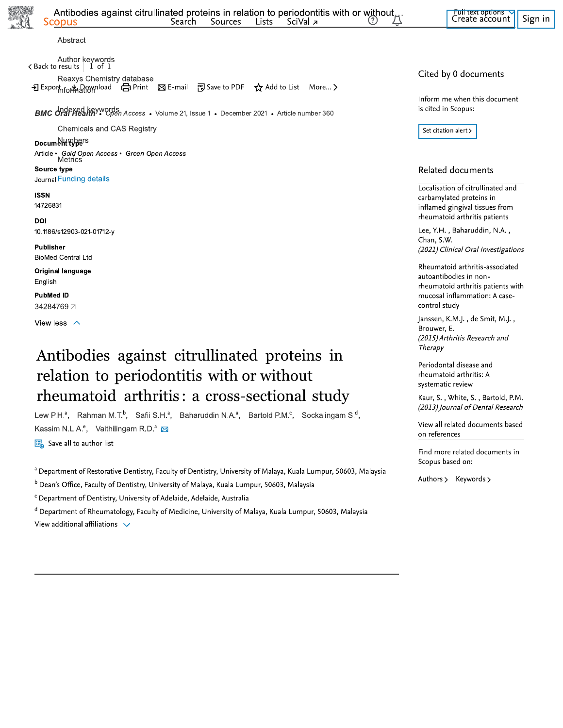BMC Oral Health • Open Access • Volume 21, Issue 1 • December 2021 • Article number 360

**Document type**
Article • *Gold Open Access* • *Green Open Access*

**Source type**
Journal

**ISSN**
14726831

**DOI**
10.1186/s12903-021-01712-y

**Publisher**
BioMed Central Ltd

**Original language**
English

**PubMed ID**
34284769

# Antibodies against citrullinated proteins in relation to periodontitis with or without rheumatoid arthritis: a cross-sectional study

Lew P.H.[a], Rahman M.T.[b], Safii S.H.[a], Baharuddin N.A.[a], Bartold P.M.[c], Sockalingam S.[d], Kassim N.L.A.[e], Vaithilingam R.D.[a]

[a] Department of Restorative Dentistry, Faculty of Dentistry, University of Malaya, Kuala Lumpur, 50603, Malaysia

[b] Dean's Office, Faculty of Dentistry, University of Malaya, Kuala Lumpur, 50603, Malaysia

[c] Department of Dentistry, University of Adelaide, Adelaide, Australia

[d] Department of Rheumatology, Faculty of Medicine, University of Malaya, Kuala Lumpur, 50603, Malaysia

## Cited by 0 documents

## Related documents

Localisation of citrullinated and carbamylated proteins in inflamed gingival tissues from rheumatoid arthritis patients
Lee, Y.H. , Baharuddin, N.A. , Chan, S.W.
*(2021) Clinical Oral Investigations*

Rheumatoid arthritis-associated autoantibodies in non-rheumatoid arthritis patients with mucosal inflammation: A case-control study
Janssen, K.M.J. , de Smit, M.J. , Brouwer, E.
*(2015) Arthritis Research and Therapy*

Periodontal disease and rheumatoid arthritis: A systematic review
Kaur, S. , White, S. , Bartold, P.M.
*(2013) Journal of Dental Research*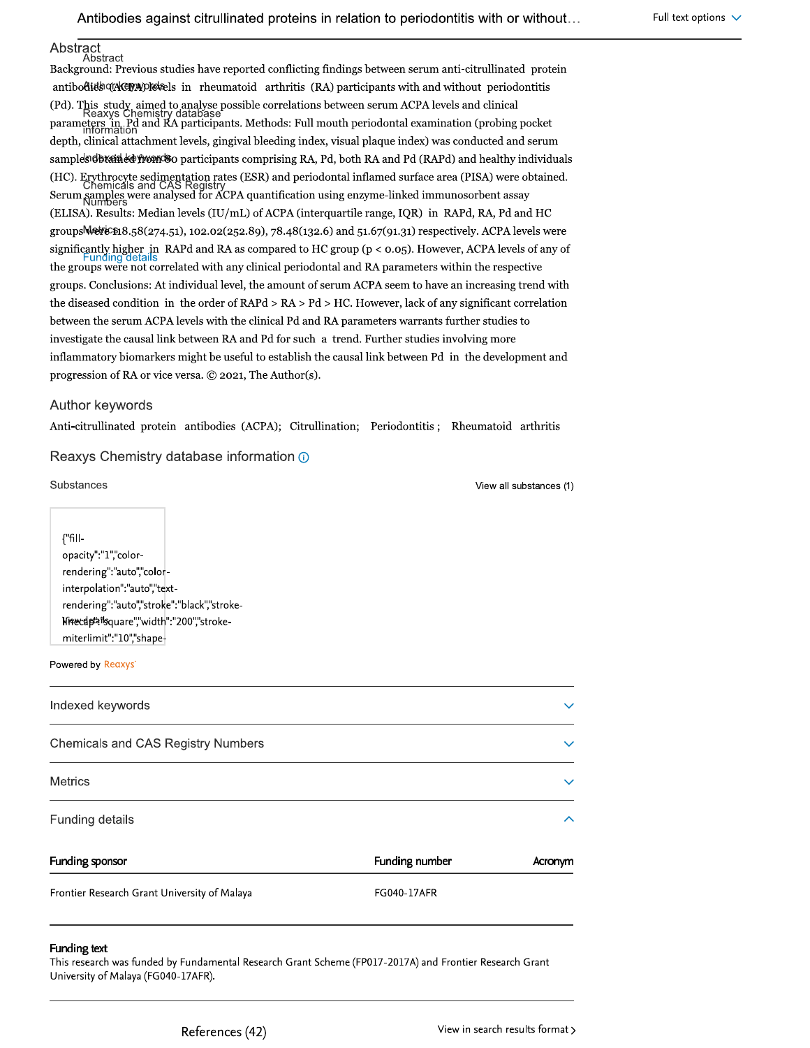## Abstract

Background: Previous studies have reported conflicting findings between serum anti-citrullinated protein antibodies (ACPA) levels in rheumatoid arthritis (RA) participants with and without periodontitis (Pd). This study aimed to analyse possible correlations between serum ACPA levels and clinical parameters in Pd and RA participants. Methods: Full mouth periodontal examination (probing pocket depth, clinical attachment levels, gingival bleeding index, visual plaque index) was conducted and serum samples obtained from 80 participants comprising RA, Pd, both RA and Pd (RAPd) and healthy individuals (HC). Erythrocyte sedimentation rates (ESR) and periodontal inflamed surface area (PISA) were obtained. Serum samples were analysed for ACPA quantification using enzyme-linked immunosorbent assay (ELISA). Results: Median levels (IU/mL) of ACPA (interquartile range, IQR) in RAPd, RA, Pd and HC groups were 118.58(274.51), 102.02(252.89), 78.48(132.6) and 51.67(91.31) respectively. ACPA levels were significantly higher in RAPd and RA as compared to HC group ($p < 0.05$). However, ACPA levels of any of the groups were not correlated with any clinical periodontal and RA parameters within the respective groups. Conclusions: At individual level, the amount of serum ACPA seem to have an increasing trend with the diseased condition in the order of RAPd > RA > Pd > HC. However, lack of any significant correlation between the serum ACPA levels with the clinical Pd and RA parameters warrants further studies to investigate the causal link between RA and Pd for such a trend. Further studies involving more inflammatory biomarkers might be useful to establish the causal link between Pd in the development and progression of RA or vice versa. © 2021, The Author(s).

## Author keywords

Anti-citrullinated protein antibodies (ACPA); Citrullination; Periodontitis; Rheumatoid arthritis

## Reaxys Chemistry database information

Substances

View all substances (1)

Powered by Reaxys

## Indexed keywords

## Chemicals and CAS Registry Numbers

## Metrics

## Funding details

| Funding sponsor | Funding number | Acronym |
|---|---|---|
| Frontier Research Grant University of Malaya | FG040-17AFR | |

**Funding text**

This research was funded by Fundamental Research Grant Scheme (FP017-2017A) and Frontier Research Grant University of Malaya (FG040-17AFR).

## References (42)

View in search results format >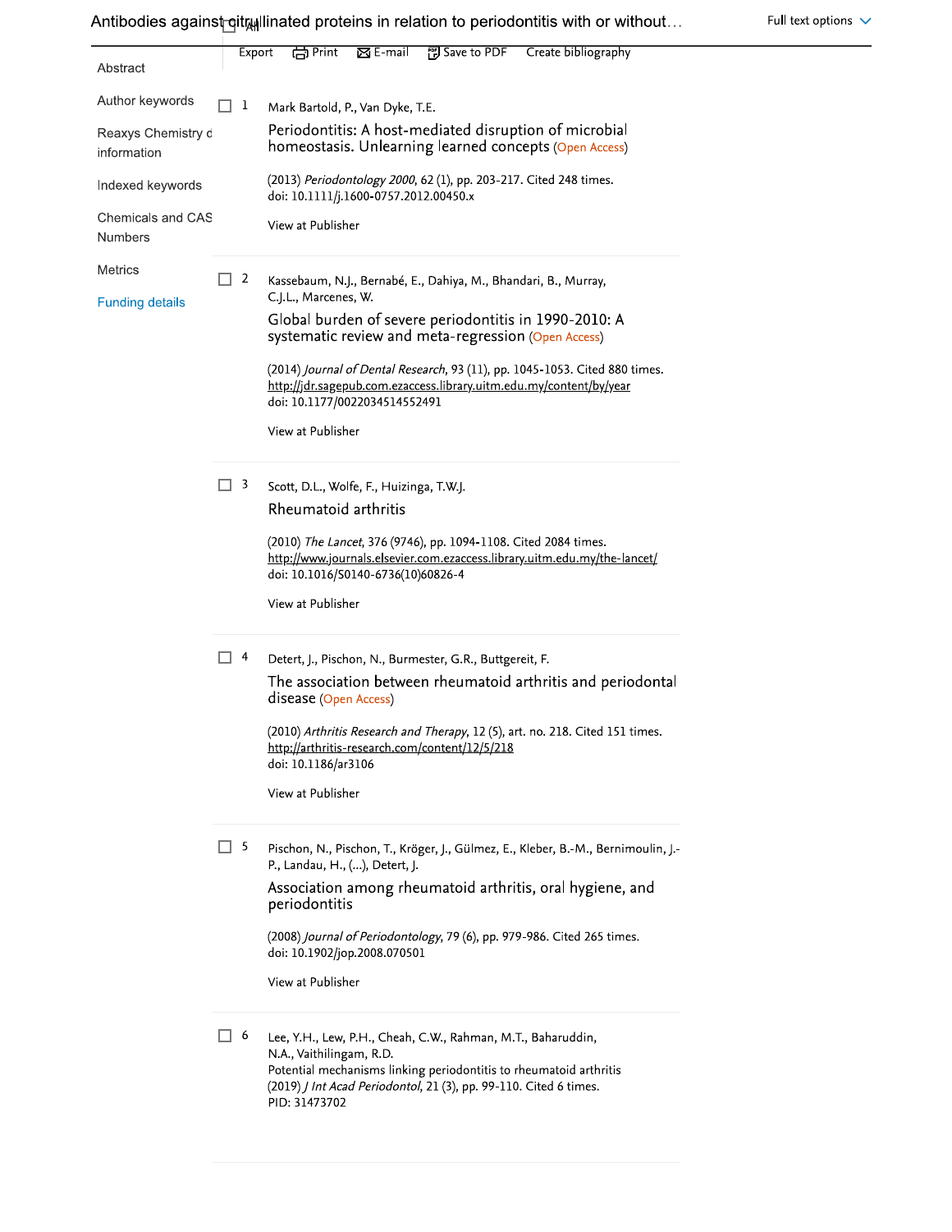1. Mark Bartold, P., Van Dyke, T.E.
   **Periodontitis: A host-mediated disruption of microbial homeostasis. Unlearning learned concepts** (Open Access)
   (2013) *Periodontology 2000*, 62 (1), pp. 203-217. Cited 248 times.
   doi: 10.1111/j.1600-0757.2012.00450.x
   View at Publisher

2. Kassebaum, N.J., Bernabé, E., Dahiya, M., Bhandari, B., Murray, C.J.L., Marcenes, W.
   **Global burden of severe periodontitis in 1990-2010: A systematic review and meta-regression** (Open Access)
   (2014) *Journal of Dental Research*, 93 (11), pp. 1045-1053. Cited 880 times.
   http://jdr.sagepub.com.ezaccess.library.uitm.edu.my/content/by/year
   doi: 10.1177/0022034514552491
   View at Publisher

3. Scott, D.L., Wolfe, F., Huizinga, T.W.J.
   **Rheumatoid arthritis**
   (2010) *The Lancet*, 376 (9746), pp. 1094-1108. Cited 2084 times.
   http://www.journals.elsevier.com.ezaccess.library.uitm.edu.my/the-lancet/
   doi: 10.1016/S0140-6736(10)60826-4
   View at Publisher

4. Detert, J., Pischon, N., Burmester, G.R., Buttgereit, F.
   **The association between rheumatoid arthritis and periodontal disease** (Open Access)
   (2010) *Arthritis Research and Therapy*, 12 (5), art. no. 218. Cited 151 times.
   http://arthritis-research.com/content/12/5/218
   doi: 10.1186/ar3106
   View at Publisher

5. Pischon, N., Pischon, T., Kröger, J., Gülmez, E., Kleber, B.-M., Bernimoulin, J.-P., Landau, H., (...), Detert, J.
   **Association among rheumatoid arthritis, oral hygiene, and periodontitis**
   (2008) *Journal of Periodontology*, 79 (6), pp. 979-986. Cited 265 times.
   doi: 10.1902/jop.2008.070501
   View at Publisher

6. Lee, Y.H., Lew, P.H., Cheah, C.W., Rahman, M.T., Baharuddin, N.A., Vaithilingam, R.D.
   Potential mechanisms linking periodontitis to rheumatoid arthritis
   (2019) *J Int Acad Periodontol*, 21 (3), pp. 99-110. Cited 6 times.
   PID: 31473702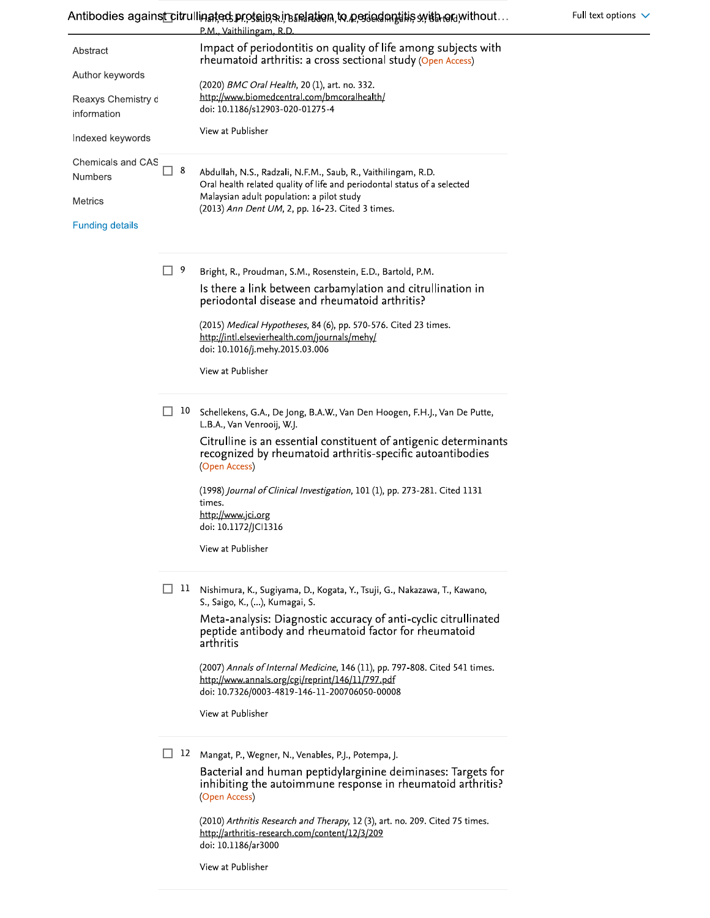P.M., Vaithilingam, R.D.

Impact of periodontitis on quality of life among subjects with rheumatoid arthritis: a cross sectional study (Open Access)

(2020) *BMC Oral Health*, 20 (1), art. no. 332.
http://www.biomedcentral.com/bmcoralhealth/
doi: 10.1186/s12903-020-01275-4

View at Publisher

8 Abdullah, N.S., Radzali, N.F.M., Saub, R., Vaithilingam, R.D.
Oral health related quality of life and periodontal status of a selected Malaysian adult population: a pilot study
(2013) *Ann Dent UM*, 2, pp. 16-23. Cited 3 times.

9 Bright, R., Proudman, S.M., Rosenstein, E.D., Bartold, P.M.

Is there a link between carbamylation and citrullination in periodontal disease and rheumatoid arthritis?

(2015) *Medical Hypotheses*, 84 (6), pp. 570-576. Cited 23 times.
http://intl.elsevierhealth.com/journals/mehy/
doi: 10.1016/j.mehy.2015.03.006

View at Publisher

10 Schellekens, G.A., De Jong, B.A.W., Van Den Hoogen, F.H.J., Van De Putte, L.B.A., Van Venrooij, W.J.

Citrulline is an essential constituent of antigenic determinants recognized by rheumatoid arthritis-specific autoantibodies (Open Access)

(1998) *Journal of Clinical Investigation*, 101 (1), pp. 273-281. Cited 1131 times.
http://www.jci.org
doi: 10.1172/JCI1316

View at Publisher

11 Nishimura, K., Sugiyama, D., Kogata, Y., Tsuji, G., Nakazawa, T., Kawano, S., Saigo, K., (...), Kumagai, S.

Meta-analysis: Diagnostic accuracy of anti-cyclic citrullinated peptide antibody and rheumatoid factor for rheumatoid arthritis

(2007) *Annals of Internal Medicine*, 146 (11), pp. 797-808. Cited 541 times.
http://www.annals.org/cgi/reprint/146/11/797.pdf
doi: 10.7326/0003-4819-146-11-200706050-00008

View at Publisher

12 Mangat, P., Wegner, N., Venables, P.J., Potempa, J.

Bacterial and human peptidylarginine deiminases: Targets for inhibiting the autoimmune response in rheumatoid arthritis? (Open Access)

(2010) *Arthritis Research and Therapy*, 12 (3), art. no. 209. Cited 75 times.
http://arthritis-research.com/content/12/3/209
doi: 10.1186/ar3000

View at Publisher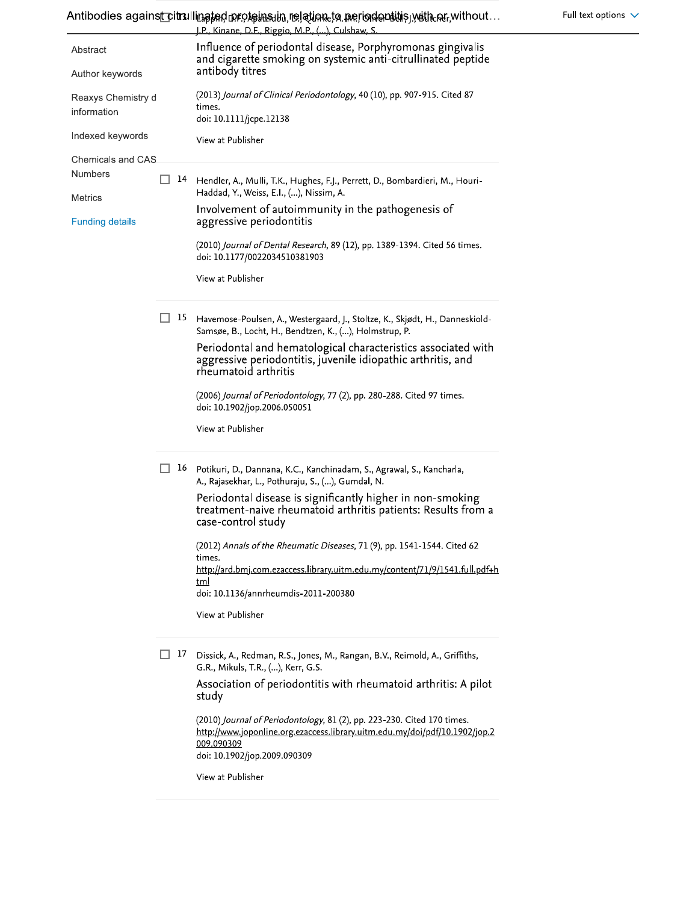Lappin, D.F., Apatzidou, D., Quirke, A.-M., Oliver-Bell, J., Butcher, J.P., Kinane, D.F., Riggio, M.P., (...), Culshaw, S.

Influence of periodontal disease, Porphyromonas gingivalis and cigarette smoking on systemic anti-citrullinated peptide antibody titres

(2013) *Journal of Clinical Periodontology*, 40 (10), pp. 907-915. Cited 87 times.
doi: 10.1111/jcpe.12138

View at Publisher

14 Hendler, A., Mulli, T.K., Hughes, F.J., Perrett, D., Bombardieri, M., Houri-Haddad, Y., Weiss, E.I., (...), Nissim, A.

Involvement of autoimmunity in the pathogenesis of aggressive periodontitis

(2010) *Journal of Dental Research*, 89 (12), pp. 1389-1394. Cited 56 times.
doi: 10.1177/0022034510381903

View at Publisher

15 Havemose-Poulsen, A., Westergaard, J., Stoltze, K., Skjødt, H., Danneskiold-Samsøe, B., Locht, H., Bendtzen, K., (...), Holmstrup, P.

Periodontal and hematological characteristics associated with aggressive periodontitis, juvenile idiopathic arthritis, and rheumatoid arthritis

(2006) *Journal of Periodontology*, 77 (2), pp. 280-288. Cited 97 times.
doi: 10.1902/jop.2006.050051

View at Publisher

16 Potikuri, D., Dannana, K.C., Kanchinadam, S., Agrawal, S., Kancharla, A., Rajasekhar, L., Pothuraju, S., (...), Gumdal, N.

Periodontal disease is significantly higher in non-smoking treatment-naive rheumatoid arthritis patients: Results from a case-control study

(2012) *Annals of the Rheumatic Diseases*, 71 (9), pp. 1541-1544. Cited 62 times.
http://ard.bmj.com.ezaccess.library.uitm.edu.my/content/71/9/1541.full.pdf+html
doi: 10.1136/annrheumdis-2011-200380

View at Publisher

17 Dissick, A., Redman, R.S., Jones, M., Rangan, B.V., Reimold, A., Griffiths, G.R., Mikuls, T.R., (...), Kerr, G.S.

Association of periodontitis with rheumatoid arthritis: A pilot study

(2010) *Journal of Periodontology*, 81 (2), pp. 223-230. Cited 170 times.
http://www.joponline.org.ezaccess.library.uitm.edu.my/doi/pdf/10.1902/jop.2009.090309
doi: 10.1902/jop.2009.090309

View at Publisher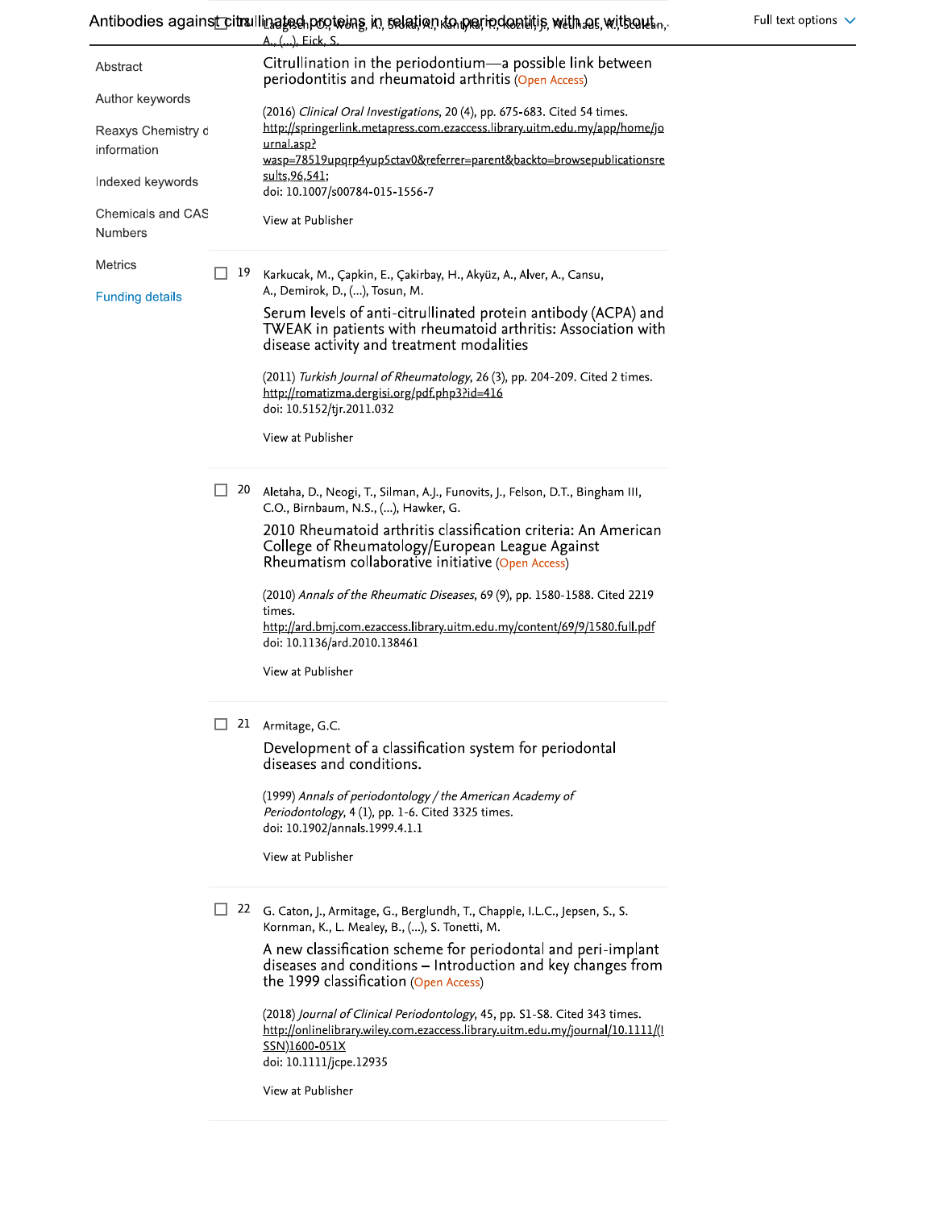A., (...), Eick, S.

Citrullination in the periodontium—a possible link between periodontitis and rheumatoid arthritis (Open Access)

(2016) *Clinical Oral Investigations*, 20 (4), pp. 675-683. Cited 54 times.
http://springerlink.metapress.com.ezaccess.library.uitm.edu.my/app/home/journal.asp?wasp=78519upqrp4yup5ctav0&referrer=parent&backto=browsepublicationsresults,96,541;
doi: 10.1007/s00784-015-1556-7

View at Publisher

19 Karkucak, M., Çapkin, E., Çakirbay, H., Akyüz, A., Alver, A., Cansu, A., Demirok, D., (...), Tosun, M.

Serum levels of anti-citrullinated protein antibody (ACPA) and TWEAK in patients with rheumatoid arthritis: Association with disease activity and treatment modalities

(2011) *Turkish Journal of Rheumatology*, 26 (3), pp. 204-209. Cited 2 times.
http://romatizma.dergisi.org/pdf.php3?id=416
doi: 10.5152/tjr.2011.032

View at Publisher

20 Aletaha, D., Neogi, T., Silman, A.J., Funovits, J., Felson, D.T., Bingham III, C.O., Birnbaum, N.S., (...), Hawker, G.

2010 Rheumatoid arthritis classification criteria: An American College of Rheumatology/European League Against Rheumatism collaborative initiative (Open Access)

(2010) *Annals of the Rheumatic Diseases*, 69 (9), pp. 1580-1588. Cited 2219 times.
http://ard.bmj.com.ezaccess.library.uitm.edu.my/content/69/9/1580.full.pdf
doi: 10.1136/ard.2010.138461

View at Publisher

21 Armitage, G.C.

Development of a classification system for periodontal diseases and conditions.

(1999) *Annals of periodontology / the American Academy of Periodontology*, 4 (1), pp. 1-6. Cited 3325 times.
doi: 10.1902/annals.1999.4.1.1

View at Publisher

22 G. Caton, J., Armitage, G., Berglundh, T., Chapple, I.L.C., Jepsen, S., S. Kornman, K., L. Mealey, B., (...), S. Tonetti, M.

A new classification scheme for periodontal and peri-implant diseases and conditions – Introduction and key changes from the 1999 classification (Open Access)

(2018) *Journal of Clinical Periodontology*, 45, pp. S1-S8. Cited 343 times.
http://onlinelibrary.wiley.com.ezaccess.library.uitm.edu.my/journal/10.1111/(ISSN)1600-051X
doi: 10.1111/jcpe.12935

View at Publisher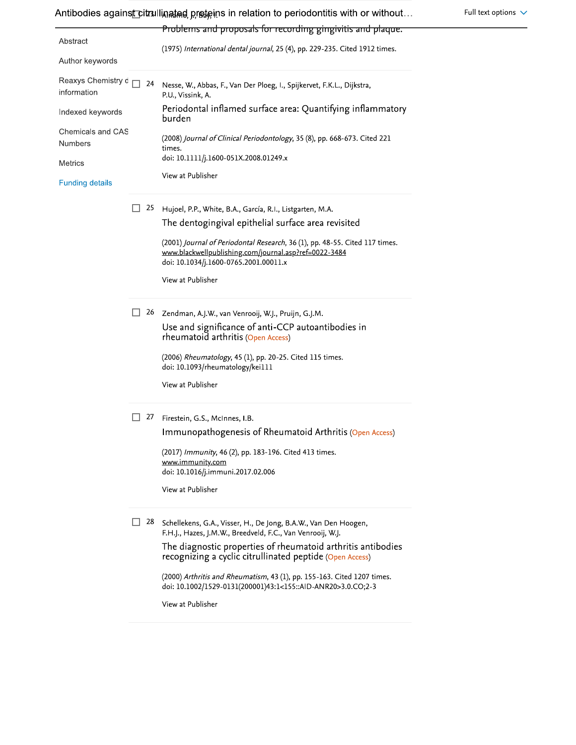Problems and proposals for recording gingivitis and plaque.

(1975) *International dental journal*, 25 (4), pp. 229-235. Cited 1912 times.

24 Nesse, W., Abbas, F., Van Der Ploeg, I., Spijkervet, F.K.L., Dijkstra, P.U., Vissink, A.

Periodontal inflamed surface area: Quantifying inflammatory burden

(2008) *Journal of Clinical Periodontology*, 35 (8), pp. 668-673. Cited 221 times.
doi: 10.1111/j.1600-051X.2008.01249.x

View at Publisher

25 Hujoel, P.P., White, B.A., García, R.I., Listgarten, M.A.

The dentogingival epithelial surface area revisited

(2001) *Journal of Periodontal Research*, 36 (1), pp. 48-55. Cited 117 times.
www.blackwellpublishing.com/journal.asp?ref=0022-3484
doi: 10.1034/j.1600-0765.2001.00011.x

View at Publisher

26 Zendman, A.J.W., van Venrooij, W.J., Pruijn, G.J.M.

Use and significance of anti-CCP autoantibodies in rheumatoid arthritis (Open Access)

(2006) *Rheumatology*, 45 (1), pp. 20-25. Cited 115 times.
doi: 10.1093/rheumatology/kei111

View at Publisher

27 Firestein, G.S., McInnes, I.B.

Immunopathogenesis of Rheumatoid Arthritis (Open Access)

(2017) *Immunity*, 46 (2), pp. 183-196. Cited 413 times.
www.immunity.com
doi: 10.1016/j.immuni.2017.02.006

View at Publisher

28 Schellekens, G.A., Visser, H., De Jong, B.A.W., Van Den Hoogen, F.H.J., Hazes, J.M.W., Breedveld, F.C., Van Venrooij, W.J.

The diagnostic properties of rheumatoid arthritis antibodies recognizing a cyclic citrullinated peptide (Open Access)

(2000) *Arthritis and Rheumatism*, 43 (1), pp. 155-163. Cited 1207 times.
doi: 10.1002/1529-0131(200001)43:1<155::AID-ANR20>3.0.CO;2-3

View at Publisher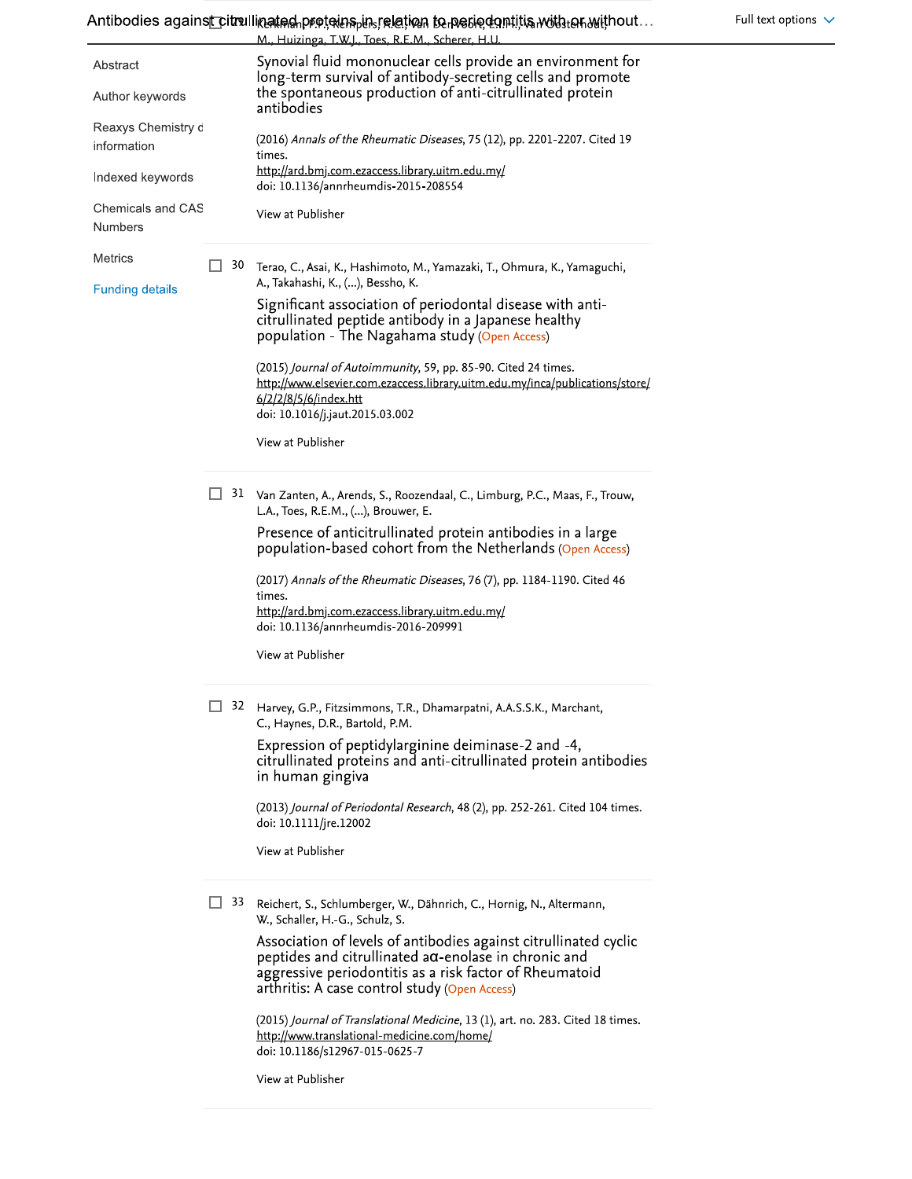Kerkman, P.F., Kempers, A.C., Van Der Voort, E.I.H., Van Oosterhout, M., Huizinga, T.W.J., Toes, R.E.M., Scherer, H.U.

Synovial fluid mononuclear cells provide an environment for long-term survival of antibody-secreting cells and promote the spontaneous production of anti-citrullinated protein antibodies

(2016) *Annals of the Rheumatic Diseases*, 75 (12), pp. 2201-2207. Cited 19 times.
http://ard.bmj.com.ezaccess.library.uitm.edu.my/
doi: 10.1136/annrheumdis-2015-208554

View at Publisher

30 Terao, C., Asai, K., Hashimoto, M., Yamazaki, T., Ohmura, K., Yamaguchi, A., Takahashi, K., (...), Bessho, K.

Significant association of periodontal disease with anti-citrullinated peptide antibody in a Japanese healthy population - The Nagahama study (Open Access)

(2015) *Journal of Autoimmunity*, 59, pp. 85-90. Cited 24 times.
http://www.elsevier.com.ezaccess.library.uitm.edu.my/inca/publications/store/6/2/2/8/5/6/index.htt
doi: 10.1016/j.jaut.2015.03.002

View at Publisher

31 Van Zanten, A., Arends, S., Roozendaal, C., Limburg, P.C., Maas, F., Trouw, L.A., Toes, R.E.M., (...), Brouwer, E.

Presence of anticitrullinated protein antibodies in a large population-based cohort from the Netherlands (Open Access)

(2017) *Annals of the Rheumatic Diseases*, 76 (7), pp. 1184-1190. Cited 46 times.
http://ard.bmj.com.ezaccess.library.uitm.edu.my/
doi: 10.1136/annrheumdis-2016-209991

View at Publisher

32 Harvey, G.P., Fitzsimmons, T.R., Dhamarpatni, A.A.S.S.K., Marchant, C., Haynes, D.R., Bartold, P.M.

Expression of peptidylarginine deiminase-2 and -4, citrullinated proteins and anti-citrullinated protein antibodies in human gingiva

(2013) *Journal of Periodontal Research*, 48 (2), pp. 252-261. Cited 104 times.
doi: 10.1111/jre.12002

View at Publisher

33 Reichert, S., Schlumberger, W., Dähnrich, C., Hornig, N., Altermann, W., Schaller, H.-G., Schulz, S.

Association of levels of antibodies against citrullinated cyclic peptides and citrullinated aα-enolase in chronic and aggressive periodontitis as a risk factor of Rheumatoid arthritis: A case control study (Open Access)

(2015) *Journal of Translational Medicine*, 13 (1), art. no. 283. Cited 18 times.
http://www.translational-medicine.com/home/
doi: 10.1186/s12967-015-0625-7

View at Publisher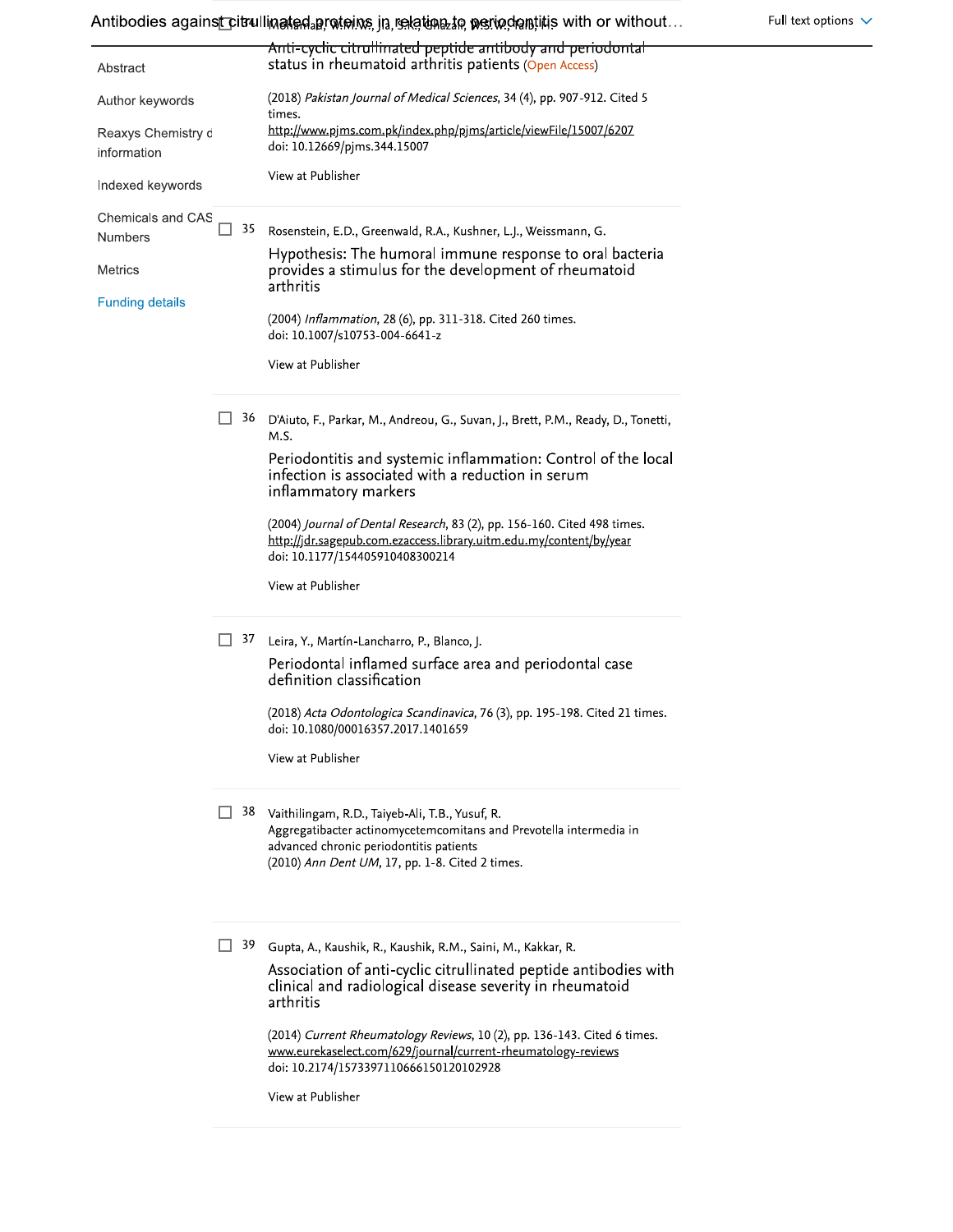Anti-cyclic citrullinated peptide antibody and periodontal status in rheumatoid arthritis patients (Open Access)

(2018) *Pakistan Journal of Medical Sciences*, 34 (4), pp. 907-912. Cited 5 times.
http://www.pjms.com.pk/index.php/pjms/article/viewFile/15007/6207
doi: 10.12669/pjms.344.15007

View at Publisher

35 Rosenstein, E.D., Greenwald, R.A., Kushner, L.J., Weissmann, G.

Hypothesis: The humoral immune response to oral bacteria provides a stimulus for the development of rheumatoid arthritis

(2004) *Inflammation*, 28 (6), pp. 311-318. Cited 260 times.
doi: 10.1007/s10753-004-6641-z

View at Publisher

36 D'Aiuto, F., Parkar, M., Andreou, G., Suvan, J., Brett, P.M., Ready, D., Tonetti, M.S.

Periodontitis and systemic inflammation: Control of the local infection is associated with a reduction in serum inflammatory markers

(2004) *Journal of Dental Research*, 83 (2), pp. 156-160. Cited 498 times.
http://jdr.sagepub.com.ezaccess.library.uitm.edu.my/content/by/year
doi: 10.1177/154405910408300214

View at Publisher

37 Leira, Y., Martín-Lancharro, P., Blanco, J.

Periodontal inflamed surface area and periodontal case definition classification

(2018) *Acta Odontologica Scandinavica*, 76 (3), pp. 195-198. Cited 21 times.
doi: 10.1080/00016357.2017.1401659

View at Publisher

38 Vaithilingam, R.D., Taiyeb-Ali, T.B., Yusuf, R.
Aggregatibacter actinomycetemcomitans and Prevotella intermedia in advanced chronic periodontitis patients
(2010) *Ann Dent UM*, 17, pp. 1-8. Cited 2 times.

39 Gupta, A., Kaushik, R., Kaushik, R.M., Saini, M., Kakkar, R.

Association of anti-cyclic citrullinated peptide antibodies with clinical and radiological disease severity in rheumatoid arthritis

(2014) *Current Rheumatology Reviews*, 10 (2), pp. 136-143. Cited 6 times.
www.eurekaselect.com/629/journal/current-rheumatology-reviews
doi: 10.2174/1573397110666150120102928

View at Publisher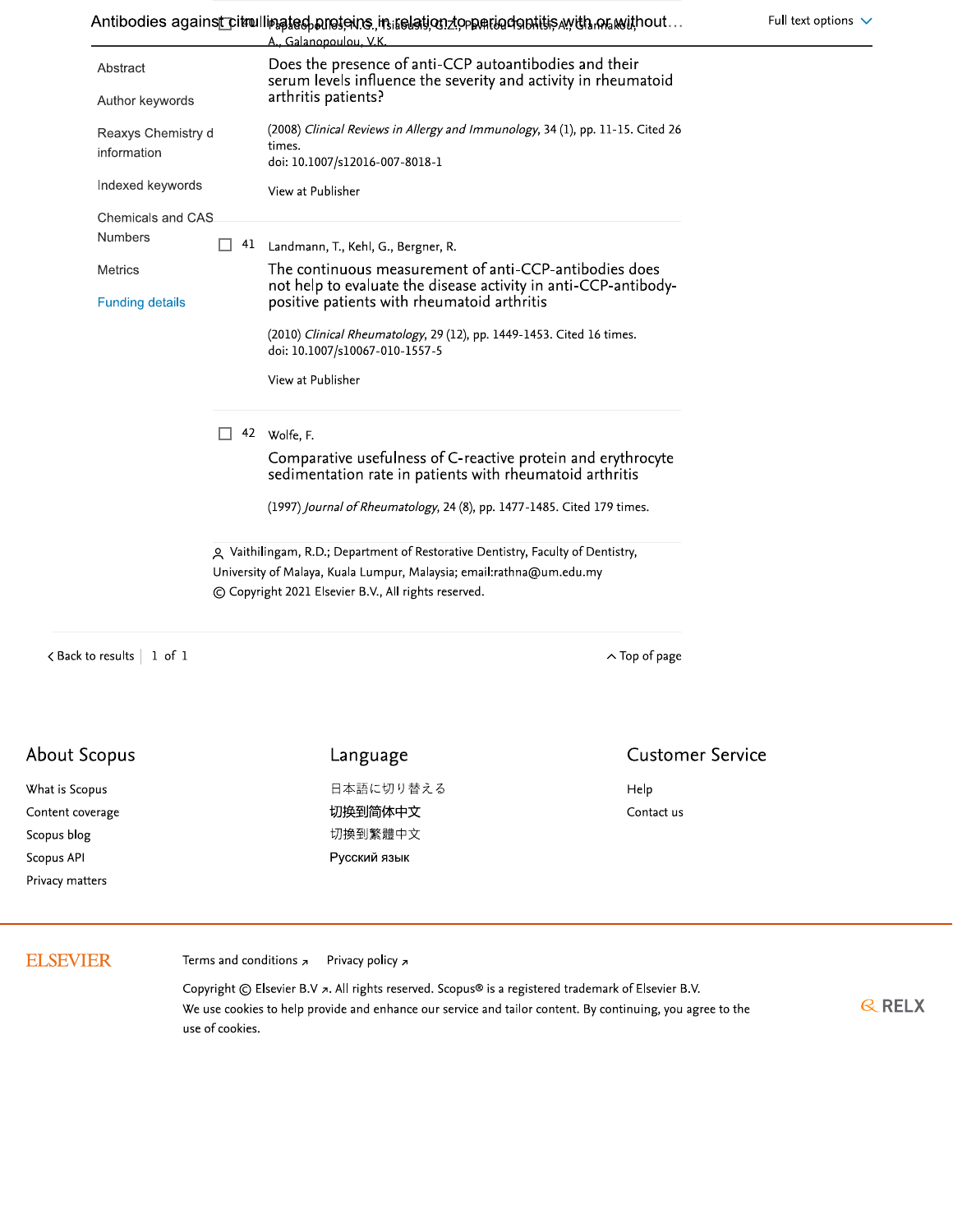40 Papadopoulos, N.G., Tsiaousis, G.Z., Pavlitou-Tsiontsi, A., Giannakou, A., Galanopoulou, V.K.

Does the presence of anti-CCP autoantibodies and their serum levels influence the severity and activity in rheumatoid arthritis patients?

(2008) *Clinical Reviews in Allergy and Immunology*, 34 (1), pp. 11-15. Cited 26 times.
doi: 10.1007/s12016-007-8018-1

View at Publisher

41 Landmann, T., Kehl, G., Bergner, R.

The continuous measurement of anti-CCP-antibodies does not help to evaluate the disease activity in anti-CCP-antibody-positive patients with rheumatoid arthritis

(2010) *Clinical Rheumatology*, 29 (12), pp. 1449-1453. Cited 16 times.
doi: 10.1007/s10067-010-1557-5

View at Publisher

42 Wolfe, F.

Comparative usefulness of C-reactive protein and erythrocyte sedimentation rate in patients with rheumatoid arthritis

(1997) *Journal of Rheumatology*, 24 (8), pp. 1477-1485. Cited 179 times.

Vaithilingam, R.D.; Department of Restorative Dentistry, Faculty of Dentistry, University of Malaya, Kuala Lumpur, Malaysia; email:rathna@um.edu.my
© Copyright 2021 Elsevier B.V., All rights reserved.